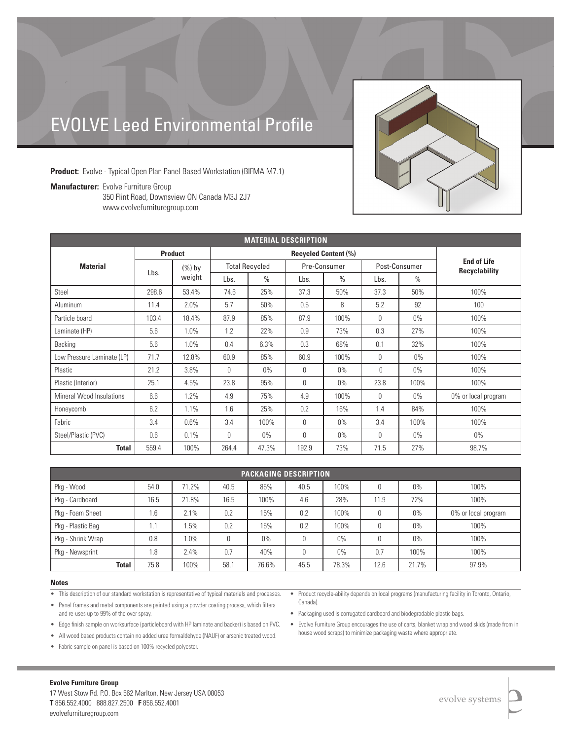# EVOLVE Leed Environmental Profile

**Product:** Evolve - Typical Open Plan Panel Based Workstation (BIFMA M7.1)

**Manufacturer:** Evolve Furniture Group
350 Flint Road, Downsview ON Canada M3J 2J7
www.evolvefurnituregroup.com

| MATERIAL DESCRIPTION | | | | | | | | | |
|---|---|---|---|---|---|---|---|---|---|
| **Material** | **Product** | | **Recycled Content (%)** | | | | | | **End of Life Recyclability** |
| | Lbs. | (%) by weight | Total Recycled | | Pre-Consumer | | Post-Consumer | | |
| | | | Lbs. | % | Lbs. | % | Lbs. | % | |
| Steel | 298.6 | 53.4% | 74.6 | 25% | 37.3 | 50% | 37.3 | 50% | 100% |
| Aluminum | 11.4 | 2.0% | 5.7 | 50% | 0.5 | 8 | 5.2 | 92 | 100 |
| Particle board | 103.4 | 18.4% | 87.9 | 85% | 87.9 | 100% | 0 | 0% | 100% |
| Laminate (HP) | 5.6 | 1.0% | 1.2 | 22% | 0.9 | 73% | 0.3 | 27% | 100% |
| Backing | 5.6 | 1.0% | 0.4 | 6.3% | 0.3 | 68% | 0.1 | 32% | 100% |
| Low Pressure Laminate (LP) | 71.7 | 12.8% | 60.9 | 85% | 60.9 | 100% | 0 | 0% | 100% |
| Plastic | 21.2 | 3.8% | 0 | 0% | 0 | 0% | 0 | 0% | 100% |
| Plastic (Interior) | 25.1 | 4.5% | 23.8 | 95% | 0 | 0% | 23.8 | 100% | 100% |
| Mineral Wood Insulations | 6.6 | 1.2% | 4.9 | 75% | 4.9 | 100% | 0 | 0% | 0% or local program |
| Honeycomb | 6.2 | 1.1% | 1.6 | 25% | 0.2 | 16% | 1.4 | 84% | 100% |
| Fabric | 3.4 | 0.6% | 3.4 | 100% | 0 | 0% | 3.4 | 100% | 100% |
| Steel/Plastic (PVC) | 0.6 | 0.1% | 0 | 0% | 0 | 0% | 0 | 0% | 0% |
| **Total** | 559.4 | 100% | 264.4 | 47.3% | 192.9 | 73% | 71.5 | 27% | 98.7% |

| PACKAGING DESCRIPTION | | | | | | | | | |
|---|---|---|---|---|---|---|---|---|---|
| Pkg - Wood | 54.0 | 71.2% | 40.5 | 85% | 40.5 | 100% | 0 | 0% | 100% |
| Pkg - Cardboard | 16.5 | 21.8% | 16.5 | 100% | 4.6 | 28% | 11.9 | 72% | 100% |
| Pkg - Foam Sheet | 1.6 | 2.1% | 0.2 | 15% | 0.2 | 100% | 0 | 0% | 0% or local program |
| Pkg - Plastic Bag | 1.1 | 1.5% | 0.2 | 15% | 0.2 | 100% | 0 | 0% | 100% |
| Pkg - Shrink Wrap | 0.8 | 1.0% | 0 | 0% | 0 | 0% | 0 | 0% | 100% |
| Pkg - Newsprint | 1.8 | 2.4% | 0.7 | 40% | 0 | 0% | 0.7 | 100% | 100% |
| **Total** | 75.8 | 100% | 58.1 | 76.6% | 45.5 | 78.3% | 12.6 | 21.7% | 97.9% |

**Notes**

- This description of our standard workstation is representative of typical materials and processes.
- Panel frames and metal components are painted using a powder coating process, which filters and re-uses up to 99% of the over spray.
- Edge finish sample on worksurface (particleboard with HP laminate and backer) is based on PVC.
- All wood based products contain no added urea formaldehyde (NAUF) or arsenic treated wood.
- Fabric sample on panel is based on 100% recycled polyester.
- Product recycle-ability depends on local programs (manufacturing facility in Toronto, Ontario, Canada).
- Packaging used is corrugated cardboard and biodegradable plastic bags.
- Evolve Furniture Group encourages the use of carts, blanket wrap and wood skids (made from in house wood scraps) to minimize packaging waste where appropriate.

**Evolve Furniture Group**
17 West Stow Rd. P.O. Box 562 Marlton, New Jersey USA 08053
**T** 856.552.4000 888.827.2500 **F** 856.552.4001
evolvefurnituregroup.com

evolve systems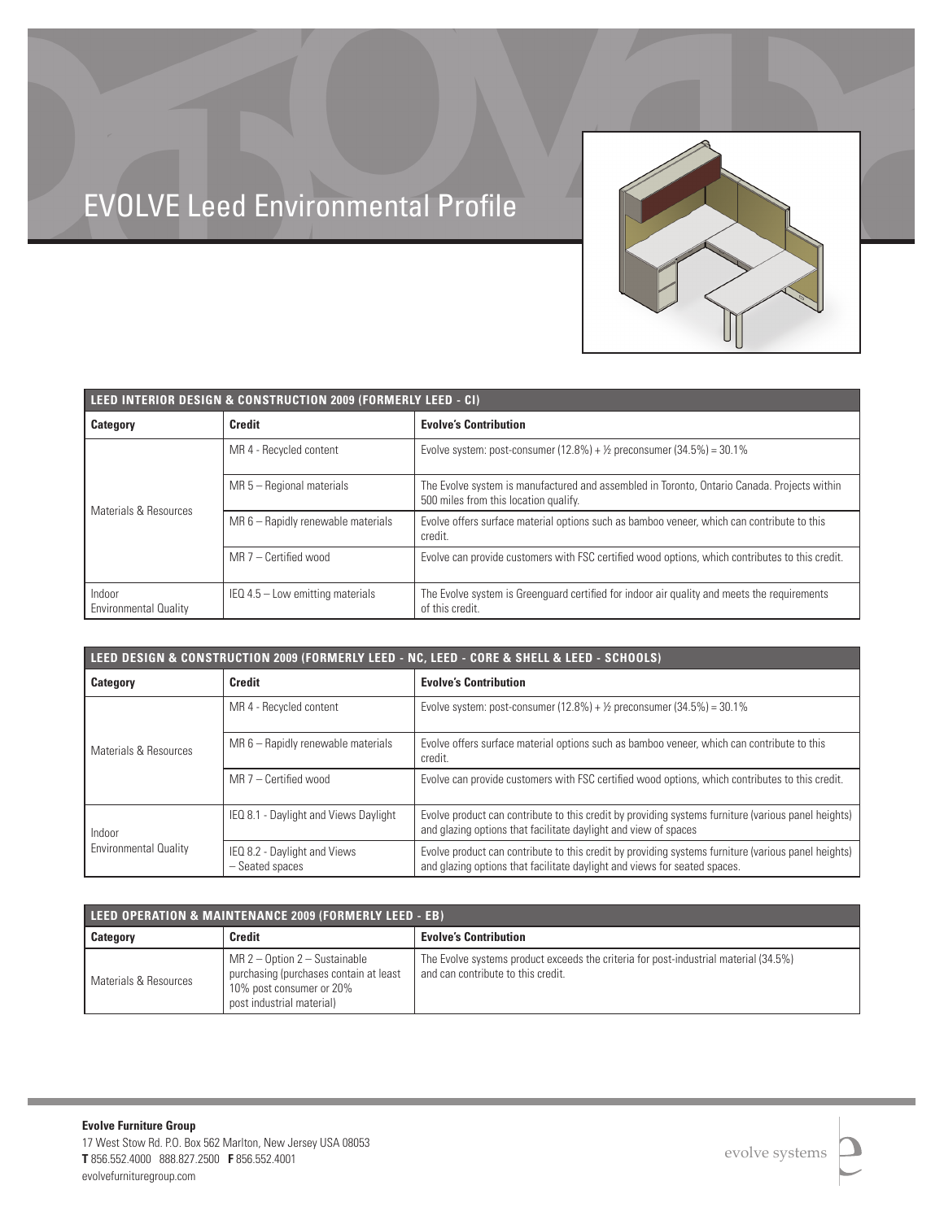# EVOLVE Leed Environmental Profile

| LEED INTERIOR DESIGN & CONSTRUCTION 2009 (FORMERLY LEED - CI) | | |
|---|---|---|
| **Category** | **Credit** | **Evolve's Contribution** |
| Materials & Resources | MR 4 - Recycled content | Evolve system: post-consumer (12.8%) + ½ preconsumer (34.5%) = 30.1% |
| | MR 5 – Regional materials | The Evolve system is manufactured and assembled in Toronto, Ontario Canada. Projects within 500 miles from this location qualify. |
| | MR 6 – Rapidly renewable materials | Evolve offers surface material options such as bamboo veneer, which can contribute to this credit. |
| | MR 7 – Certified wood | Evolve can provide customers with FSC certified wood options, which contributes to this credit. |
| Indoor Environmental Quality | IEQ 4.5 – Low emitting materials | The Evolve system is Greenguard certified for indoor air quality and meets the requirements of this credit. |

| LEED DESIGN & CONSTRUCTION 2009 (FORMERLY LEED - NC, LEED - CORE & SHELL & LEED - SCHOOLS) | | |
|---|---|---|
| **Category** | **Credit** | **Evolve's Contribution** |
| Materials & Resources | MR 4 - Recycled content | Evolve system: post-consumer (12.8%) + ½ preconsumer (34.5%) = 30.1% |
| | MR 6 – Rapidly renewable materials | Evolve offers surface material options such as bamboo veneer, which can contribute to this credit. |
| | MR 7 – Certified wood | Evolve can provide customers with FSC certified wood options, which contributes to this credit. |
| Indoor Environmental Quality | IEQ 8.1 - Daylight and Views Daylight | Evolve product can contribute to this credit by providing systems furniture (various panel heights) and glazing options that facilitate daylight and view of spaces |
| | IEQ 8.2 - Daylight and Views – Seated spaces | Evolve product can contribute to this credit by providing systems furniture (various panel heights) and glazing options that facilitate daylight and views for seated spaces. |

| LEED OPERATION & MAINTENANCE 2009 (FORMERLY LEED - EB) | | |
|---|---|---|
| **Category** | **Credit** | **Evolve's Contribution** |
| Materials & Resources | MR 2 – Option 2 – Sustainable purchasing (purchases contain at least 10% post consumer or 20% post industrial material) | The Evolve systems product exceeds the criteria for post-industrial material (34.5%) and can contribute to this credit. |

**Evolve Furniture Group**
17 West Stow Rd. P.O. Box 562 Marlton, New Jersey USA 08053
**T** 856.552.4000 888.827.2500 **F** 856.552.4001
evolvefurnituregroup.com

evolve systems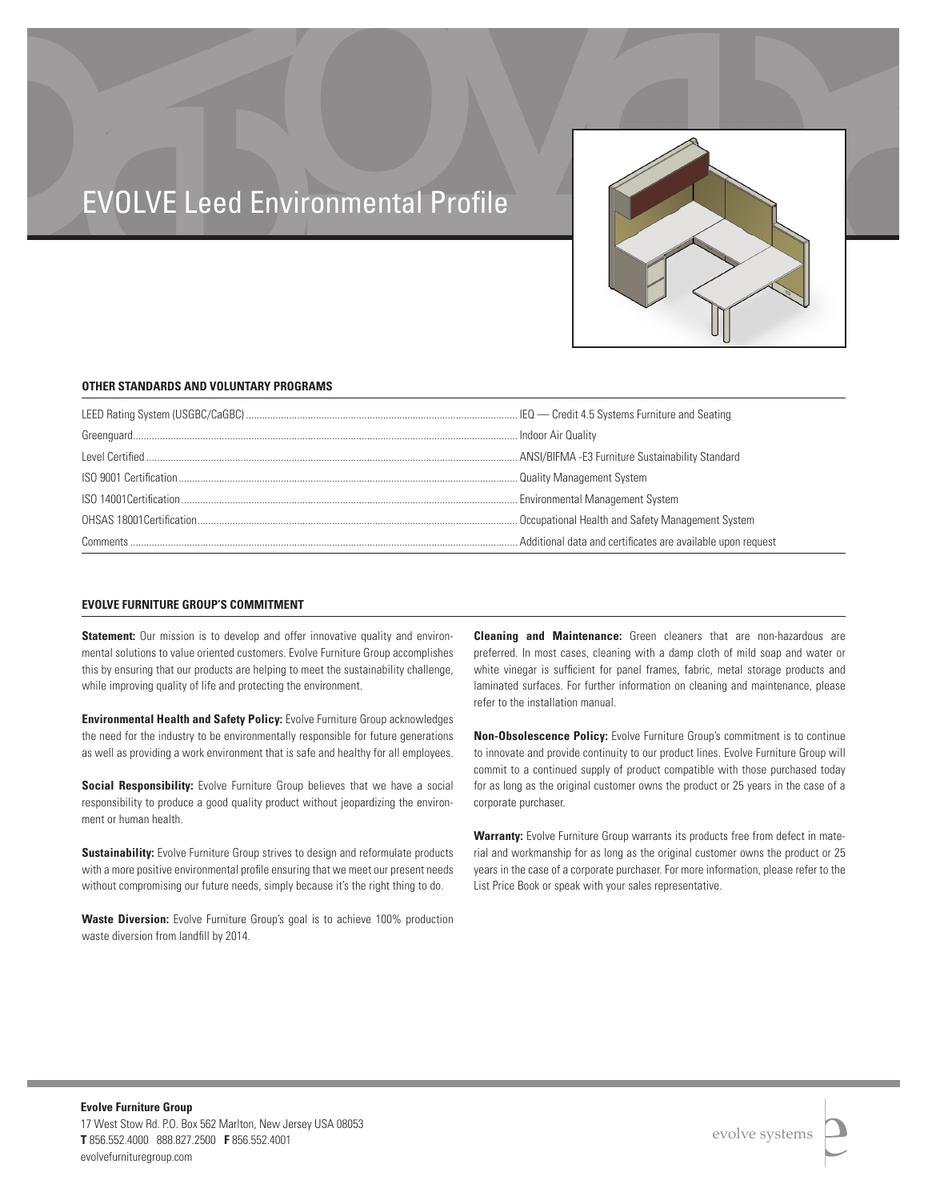# EVOLVE Leed Environmental Profile

## OTHER STANDARDS AND VOLUNTARY PROGRAMS

| | |
|---|---|
| LEED Rating System (USGBC/CaGBC) | IEQ — Credit 4.5 Systems Furniture and Seating |
| Greenguard | Indoor Air Quality |
| Level Certified | ANSI/BIFMA -E3 Furniture Sustainability Standard |
| ISO 9001 Certification | Quality Management System |
| ISO 14001Certification | Environmental Management System |
| OHSAS 18001Certification | Occupational Health and Safety Management System |
| Comments | Additional data and certificates are available upon request |

## EVOLVE FURNITURE GROUP'S COMMITMENT

**Statement:** Our mission is to develop and offer innovative quality and environmental solutions to value oriented customers. Evolve Furniture Group accomplishes this by ensuring that our products are helping to meet the sustainability challenge, while improving quality of life and protecting the environment.

**Environmental Health and Safety Policy:** Evolve Furniture Group acknowledges the need for the industry to be environmentally responsible for future generations as well as providing a work environment that is safe and healthy for all employees.

**Social Responsibility:** Evolve Furniture Group believes that we have a social responsibility to produce a good quality product without jeopardizing the environment or human health.

**Sustainability:** Evolve Furniture Group strives to design and reformulate products with a more positive environmental profile ensuring that we meet our present needs without compromising our future needs, simply because it's the right thing to do.

**Waste Diversion:** Evolve Furniture Group's goal is to achieve 100% production waste diversion from landfill by 2014.

**Cleaning and Maintenance:** Green cleaners that are non-hazardous are preferred. In most cases, cleaning with a damp cloth of mild soap and water or white vinegar is sufficient for panel frames, fabric, metal storage products and laminated surfaces. For further information on cleaning and maintenance, please refer to the installation manual.

**Non-Obsolescence Policy:** Evolve Furniture Group's commitment is to continue to innovate and provide continuity to our product lines. Evolve Furniture Group will commit to a continued supply of product compatible with those purchased today for as long as the original customer owns the product or 25 years in the case of a corporate purchaser.

**Warranty:** Evolve Furniture Group warrants its products free from defect in material and workmanship for as long as the original customer owns the product or 25 years in the case of a corporate purchaser. For more information, please refer to the List Price Book or speak with your sales representative.

**Evolve Furniture Group**
17 West Stow Rd. P.O. Box 562 Marlton, New Jersey USA 08053
**T** 856.552.4000 888.827.2500 **F** 856.552.4001
evolvefurnituregroup.com

evolve systems